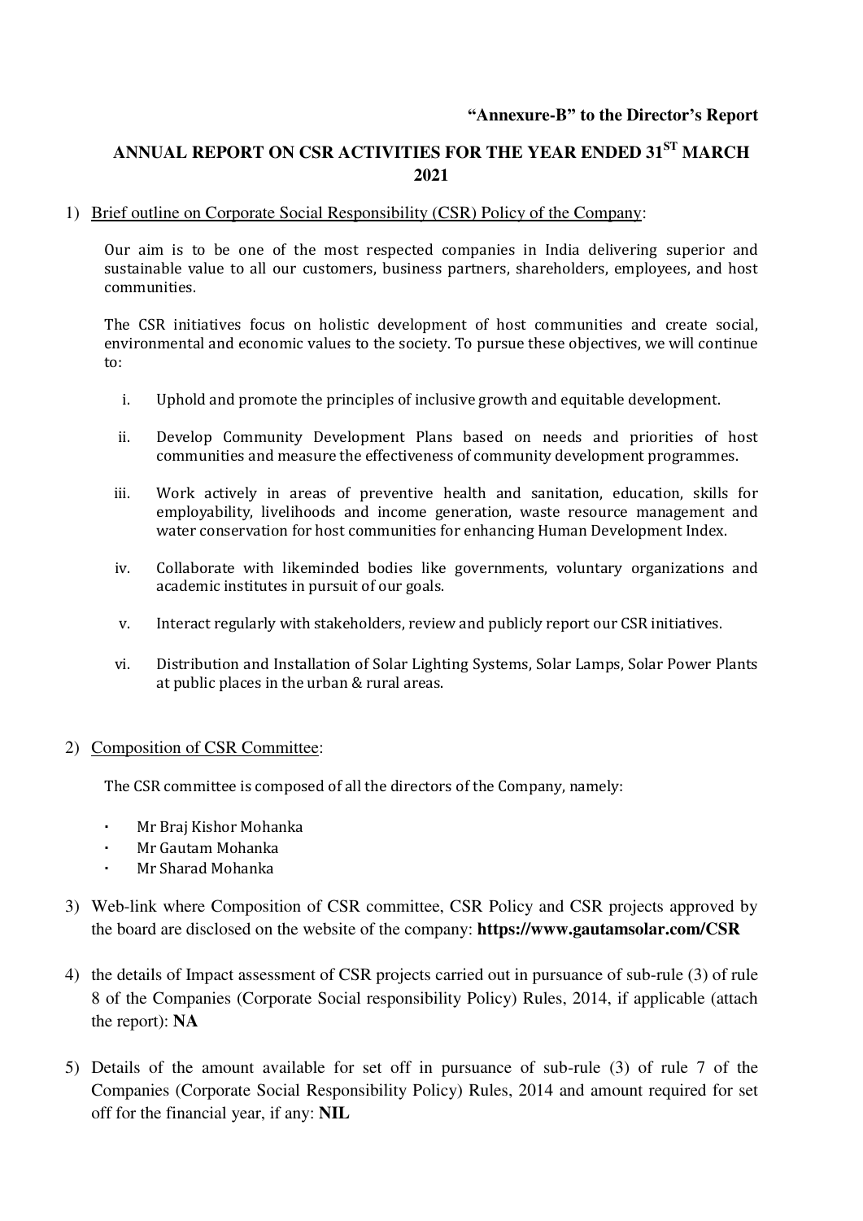**"Annexure-B" to the Director's Report**

# ANNUAL REPORT ON CSR ACTIVITIES FOR THE YEAR ENDED 31ST MARCH 2021

1) Brief outline on Corporate Social Responsibility (CSR) Policy of the Company:

Our aim is to be one of the most respected companies in India delivering superior and sustainable value to all our customers, business partners, shareholders, employees, and host communities.

The CSR initiatives focus on holistic development of host communities and create social, environmental and economic values to the society. To pursue these objectives, we will continue to:

i. Uphold and promote the principles of inclusive growth and equitable development.

ii. Develop Community Development Plans based on needs and priorities of host communities and measure the effectiveness of community development programmes.

iii. Work actively in areas of preventive health and sanitation, education, skills for employability, livelihoods and income generation, waste resource management and water conservation for host communities for enhancing Human Development Index.

iv. Collaborate with likeminded bodies like governments, voluntary organizations and academic institutes in pursuit of our goals.

v. Interact regularly with stakeholders, review and publicly report our CSR initiatives.

vi. Distribution and Installation of Solar Lighting Systems, Solar Lamps, Solar Power Plants at public places in the urban & rural areas.

2) Composition of CSR Committee:

The CSR committee is composed of all the directors of the Company, namely:

- Mr Braj Kishor Mohanka
- Mr Gautam Mohanka
- Mr Sharad Mohanka

3) Web-link where Composition of CSR committee, CSR Policy and CSR projects approved by the board are disclosed on the website of the company: **https://www.gautamsolar.com/CSR**

4) the details of Impact assessment of CSR projects carried out in pursuance of sub-rule (3) of rule 8 of the Companies (Corporate Social responsibility Policy) Rules, 2014, if applicable (attach the report): **NA**

5) Details of the amount available for set off in pursuance of sub-rule (3) of rule 7 of the Companies (Corporate Social Responsibility Policy) Rules, 2014 and amount required for set off for the financial year, if any: **NIL**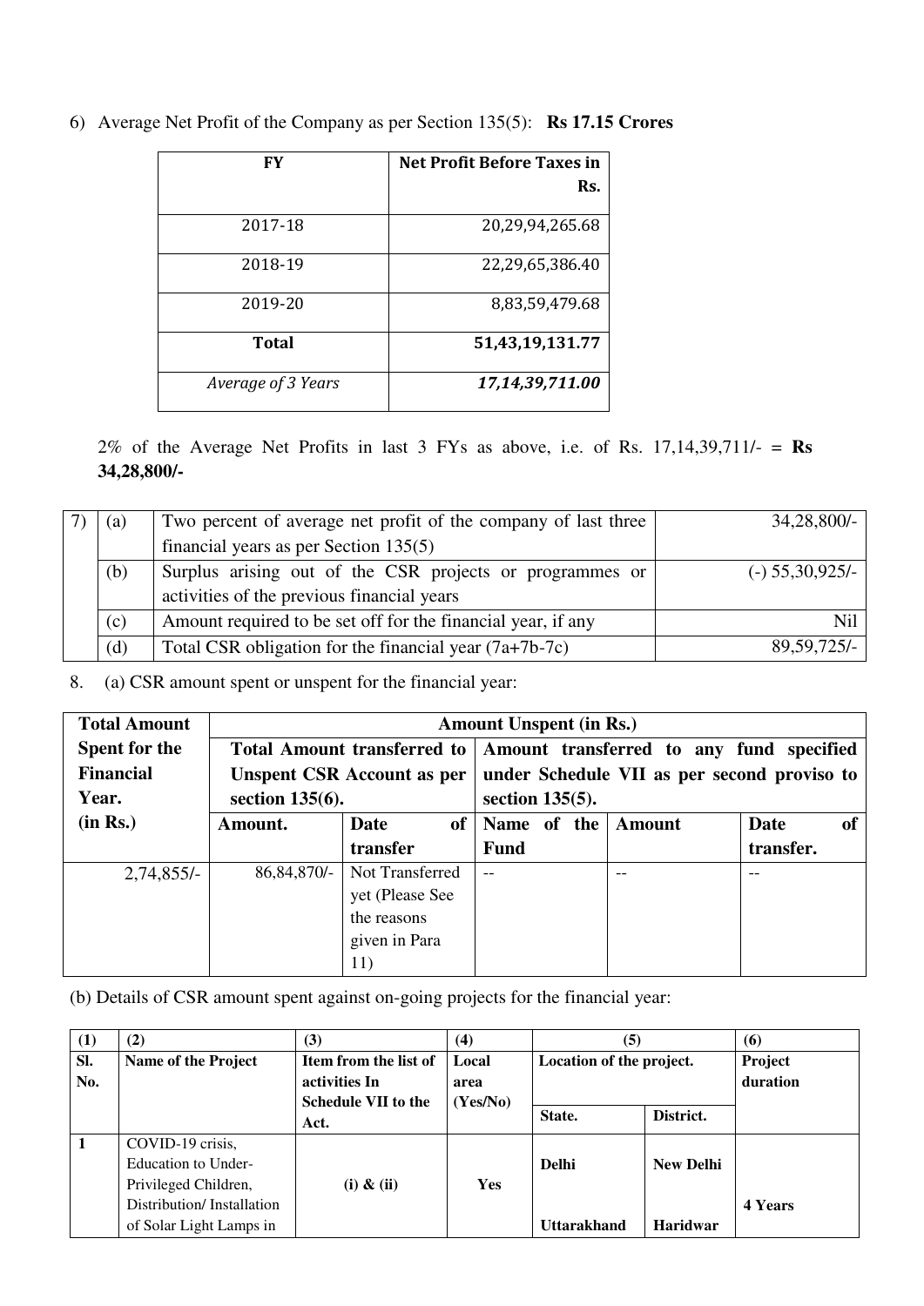6) Average Net Profit of the Company as per Section 135(5): **Rs 17.15 Crores**

| FY | Net Profit Before Taxes in Rs. |
|---|---|
| 2017-18 | 20,29,94,265.68 |
| 2018-19 | 22,29,65,386.40 |
| 2019-20 | 8,83,59,479.68 |
| **Total** | **51,43,19,131.77** |
| *Average of 3 Years* | ***17,14,39,711.00*** |

2% of the Average Net Profits in last 3 FYs as above, i.e. of Rs. 17,14,39,711/- = **Rs 34,28,800/-**

| 7) | (a) | Two percent of average net profit of the company of last three financial years as per Section 135(5) | 34,28,800/- |
|---|---|---|---|
| | (b) | Surplus arising out of the CSR projects or programmes or activities of the previous financial years | (-) 55,30,925/- |
| | (c) | Amount required to be set off for the financial year, if any | Nil |
| | (d) | Total CSR obligation for the financial year (7a+7b-7c) | 89,59,725/- |

8. (a) CSR amount spent or unspent for the financial year:

| **Total Amount Spent for the Financial Year. (in Rs.)** | **Amount Unspent (in Rs.)** | | | | |
|---|---|---|---|---|---|
| | **Total Amount transferred to Unspent CSR Account as per section 135(6).** | | **Amount transferred to any fund specified under Schedule VII as per second proviso to section 135(5).** | | |
| | **Amount.** | **Date of transfer** | **Name of the Fund** | **Amount** | **Date of transfer.** |
| 2,74,855/- | 86,84,870/- | Not Transferred yet (Please See the reasons given in Para 11) | -- | -- | -- |

(b) Details of CSR amount spent against on-going projects for the financial year:

| (1) | (2) | (3) | (4) | (5) | | (6) |
|---|---|---|---|---|---|---|
| **Sl. No.** | **Name of the Project** | **Item from the list of activities In Schedule VII to the Act.** | **Local area (Yes/No)** | **Location of the project.** | | **Project duration** |
| | | | | **State.** | **District.** | |
| **1** | COVID-19 crisis, Education to Under-Privileged Children, Distribution/ Installation of Solar Light Lamps in | **(i) & (ii)** | **Yes** | **Delhi**<br>**Uttarakhand** | **New Delhi**<br>**Haridwar** | **4 Years** |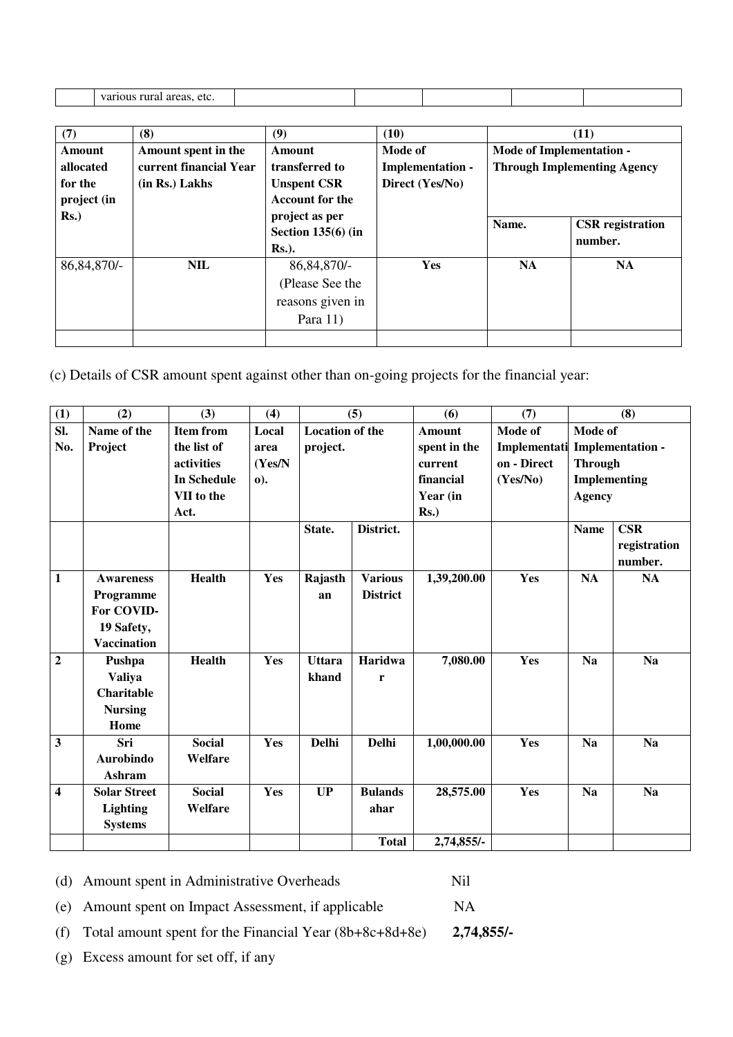| | various rural areas, etc. | | | | | |
|---|---|---|---|---|---|---|

| (7) | (8) | (9) | (10) | (11) | |
|---|---|---|---|---|---|
| **Amount allocated for the project (in Rs.)** | **Amount spent in the current financial Year (in Rs.) Lakhs** | **Amount transferred to Unspent CSR Account for the project as per Section 135(6) (in Rs.).** | **Mode of Implementation - Direct (Yes/No)** | **Mode of Implementation - Through Implementing Agency** | |
| | | | | **Name.** | **CSR registration number.** |
| 86,84,870/- | **NIL** | 86,84,870/- (Please See the reasons given in Para 11) | **Yes** | **NA** | **NA** |
| | | | | | |

(c) Details of CSR amount spent against other than on-going projects for the financial year:

| (1) | (2) | (3) | (4) | (5) | | (6) | (7) | (8) | |
|---|---|---|---|---|---|---|---|---|---|
| **Sl. No.** | **Name of the Project** | **Item from the list of activities In Schedule VII to the Act.** | **Local area (Yes/No).** | **Location of the project.** | | **Amount spent in the current financial Year (in Rs.)** | **Mode of Implementation - Direct (Yes/No)** | **Mode of Implementation - Through Implementing Agency** | |
| | | | | **State.** | **District.** | | | **Name** | **CSR registration number.** |
| **1** | **Awareness Programme For COVID-19 Safety, Vaccination** | **Health** | **Yes** | **Rajasthan** | **Various District** | **1,39,200.00** | **Yes** | **NA** | **NA** |
| **2** | **Pushpa Valiya Charitable Nursing Home** | **Health** | **Yes** | **Uttarakhand** | **Haridwar** | **7,080.00** | **Yes** | **Na** | **Na** |
| **3** | **Sri Aurobindo Ashram** | **Social Welfare** | **Yes** | **Delhi** | **Delhi** | **1,00,000.00** | **Yes** | **Na** | **Na** |
| **4** | **Solar Street Lighting Systems** | **Social Welfare** | **Yes** | **UP** | **Bulandsahar** | **28,575.00** | **Yes** | **Na** | **Na** |
| | | | | | **Total** | **2,74,855/-** | | | |

(d) Amount spent in Administrative Overheads Nil

(e) Amount spent on Impact Assessment, if applicable NA

(f) Total amount spent for the Financial Year (8b+8c+8d+8e) **2,74,855/-**

(g) Excess amount for set off, if any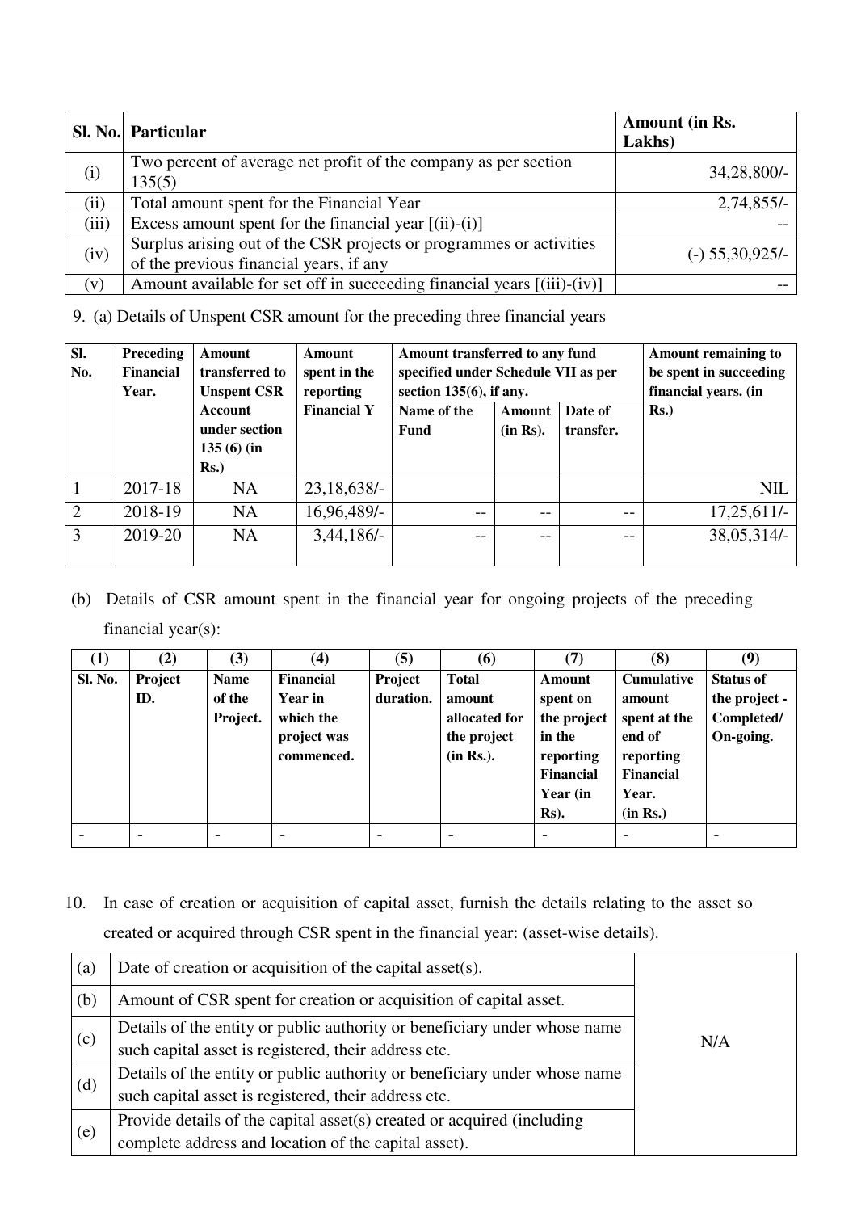| Sl. No. | Particular | Amount (in Rs. Lakhs) |
|---|---|---|
| (i) | Two percent of average net profit of the company as per section 135(5) | 34,28,800/- |
| (ii) | Total amount spent for the Financial Year | 2,74,855/- |
| (iii) | Excess amount spent for the financial year [(ii)-(i)] | -- |
| (iv) | Surplus arising out of the CSR projects or programmes or activities of the previous financial years, if any | (-) 55,30,925/- |
| (v) | Amount available for set off in succeeding financial years [(iii)-(iv)] | -- |

9. (a) Details of Unspent CSR amount for the preceding three financial years

| Sl. No. | Preceding Financial Year. | Amount transferred to Unspent CSR Account under section 135 (6) (in Rs.) | Amount spent in the reporting Financial Y | Amount transferred to any fund specified under Schedule VII as per section 135(6), if any. | | | Amount remaining to be spent in succeeding financial years. (in Rs.) |
|---|---|---|---|---|---|---|---|
| | | | | Name of the Fund | Amount (in Rs). | Date of transfer. | |
| 1 | 2017-18 | NA | 23,18,638/- | | | | NIL |
| 2 | 2018-19 | NA | 16,96,489/- | -- | -- | -- | 17,25,611/- |
| 3 | 2019-20 | NA | 3,44,186/- | -- | -- | -- | 38,05,314/- |

(b) Details of CSR amount spent in the financial year for ongoing projects of the preceding financial year(s):

| (1) | (2) | (3) | (4) | (5) | (6) | (7) | (8) | (9) |
|---|---|---|---|---|---|---|---|---|
| Sl. No. | Project ID. | Name of the Project. | Financial Year in which the project was commenced. | Project duration. | Total amount allocated for the project (in Rs.). | Amount spent on the project in the reporting Financial Year (in Rs). | Cumulative amount spent at the end of reporting Financial Year. (in Rs.) | Status of the project - Completed/ On-going. |
| - | - | - | - | - | - | - | - | - |

10. In case of creation or acquisition of capital asset, furnish the details relating to the asset so created or acquired through CSR spent in the financial year: (asset-wise details).

| | | |
|---|---|---|
| (a) | Date of creation or acquisition of the capital asset(s). | N/A |
| (b) | Amount of CSR spent for creation or acquisition of capital asset. | |
| (c) | Details of the entity or public authority or beneficiary under whose name such capital asset is registered, their address etc. | |
| (d) | Details of the entity or public authority or beneficiary under whose name such capital asset is registered, their address etc. | |
| (e) | Provide details of the capital asset(s) created or acquired (including complete address and location of the capital asset). | |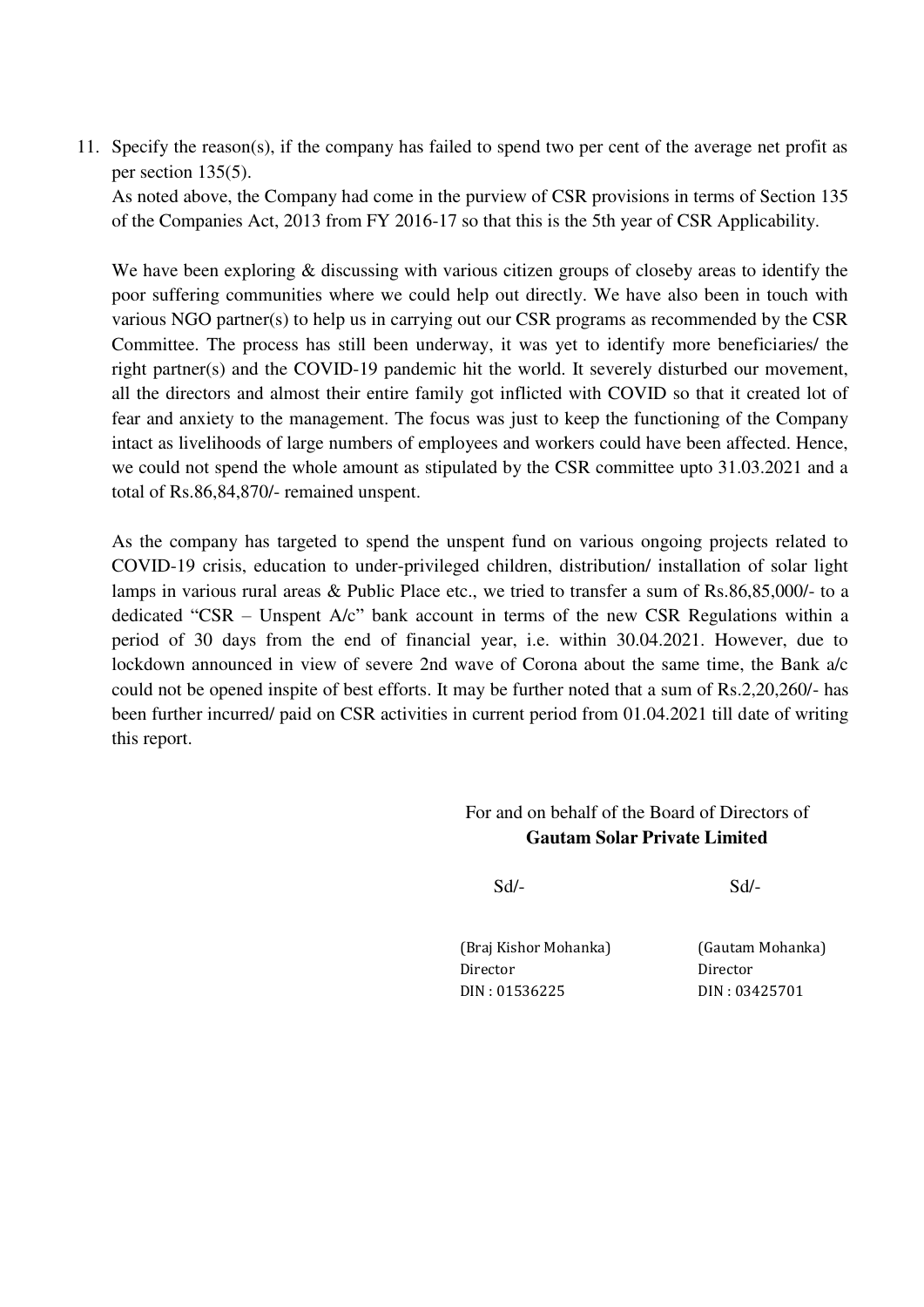11. Specify the reason(s), if the company has failed to spend two per cent of the average net profit as per section 135(5).

    As noted above, the Company had come in the purview of CSR provisions in terms of Section 135 of the Companies Act, 2013 from FY 2016-17 so that this is the 5th year of CSR Applicability.

    We have been exploring & discussing with various citizen groups of closeby areas to identify the poor suffering communities where we could help out directly. We have also been in touch with various NGO partner(s) to help us in carrying out our CSR programs as recommended by the CSR Committee. The process has still been underway, it was yet to identify more beneficiaries/ the right partner(s) and the COVID-19 pandemic hit the world. It severely disturbed our movement, all the directors and almost their entire family got inflicted with COVID so that it created lot of fear and anxiety to the management. The focus was just to keep the functioning of the Company intact as livelihoods of large numbers of employees and workers could have been affected. Hence, we could not spend the whole amount as stipulated by the CSR committee upto 31.03.2021 and a total of Rs.86,84,870/- remained unspent.

    As the company has targeted to spend the unspent fund on various ongoing projects related to COVID-19 crisis, education to under-privileged children, distribution/ installation of solar light lamps in various rural areas & Public Place etc., we tried to transfer a sum of Rs.86,85,000/- to a dedicated "CSR – Unspent A/c" bank account in terms of the new CSR Regulations within a period of 30 days from the end of financial year, i.e. within 30.04.2021. However, due to lockdown announced in view of severe 2nd wave of Corona about the same time, the Bank a/c could not be opened inspite of best efforts. It may be further noted that a sum of Rs.2,20,260/- has been further incurred/ paid on CSR activities in current period from 01.04.2021 till date of writing this report.

For and on behalf of the Board of Directors of
**Gautam Solar Private Limited**

| | |
|---|---|
| Sd/- | Sd/- |
| (Braj Kishor Mohanka) | (Gautam Mohanka) |
| Director | Director |
| DIN : 01536225 | DIN : 03425701 |